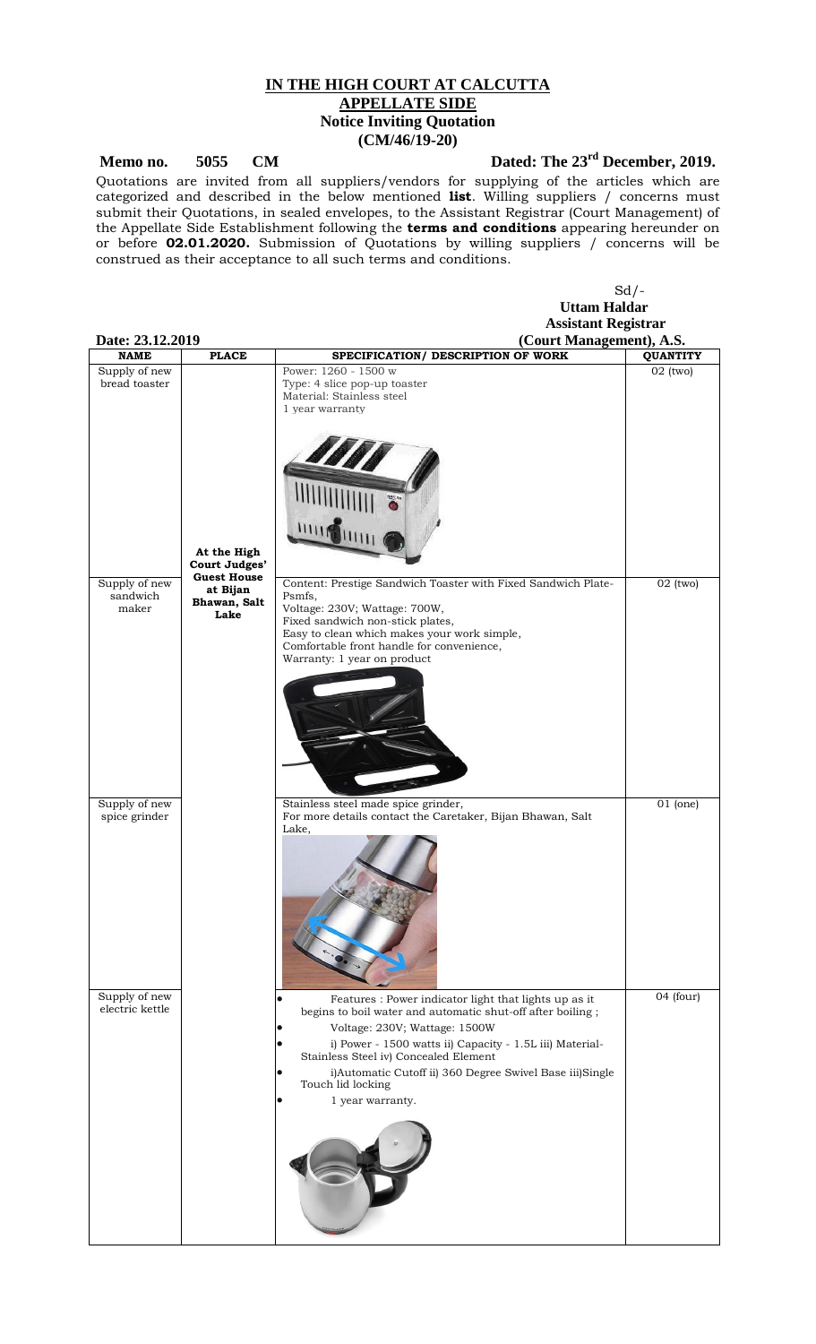# IN THE HIGH COURT AT CALCUTTA

## APPELLATE SIDE

### Notice Inviting Quotation

### (CM/46/19-20)

**Memo no. 5055 CM** **Dated: The 23rd December, 2019.**

Quotations are invited from all suppliers/vendors for supplying of the articles which are categorized and described in the below mentioned **list**. Willing suppliers / concerns must submit their Quotations, in sealed envelopes, to the Assistant Registrar (Court Management) of the Appellate Side Establishment following the **terms and conditions** appearing hereunder on or before **02.01.2020.** Submission of Quotations by willing suppliers / concerns will be construed as their acceptance to all such terms and conditions.

Sd/-
**Uttam Haldar**
**Assistant Registrar**
**(Court Management), A.S.**

**Date: 23.12.2019**

| NAME | PLACE | SPECIFICATION/ DESCRIPTION OF WORK | QUANTITY |
|---|---|---|---|
| Supply of new bread toaster | At the High Court Judges' Guest House at Bijan Bhawan, Salt Lake | Power: 1260 - 1500 w<br>Type: 4 slice pop-up toaster<br>Material: Stainless steel<br>1 year warranty | 02 (two) |
| Supply of new sandwich maker | | Content: Prestige Sandwich Toaster with Fixed Sandwich Plate-Psmfs,<br>Voltage: 230V; Wattage: 700W,<br>Fixed sandwich non-stick plates,<br>Easy to clean which makes your work simple,<br>Comfortable front handle for convenience,<br>Warranty: 1 year on product | 02 (two) |
| Supply of new spice grinder | | Stainless steel made spice grinder,<br>For more details contact the Caretaker, Bijan Bhawan, Salt Lake, | 01 (one) |
| Supply of new electric kettle | | • Features : Power indicator light that lights up as it begins to boil water and automatic shut-off after boiling ;<br>• Voltage: 230V; Wattage: 1500W<br>• i) Power - 1500 watts ii) Capacity - 1.5L iii) Material-Stainless Steel iv) Concealed Element<br>• i)Automatic Cutoff ii) 360 Degree Swivel Base iii)Single Touch lid locking<br>• 1 year warranty. | 04 (four) |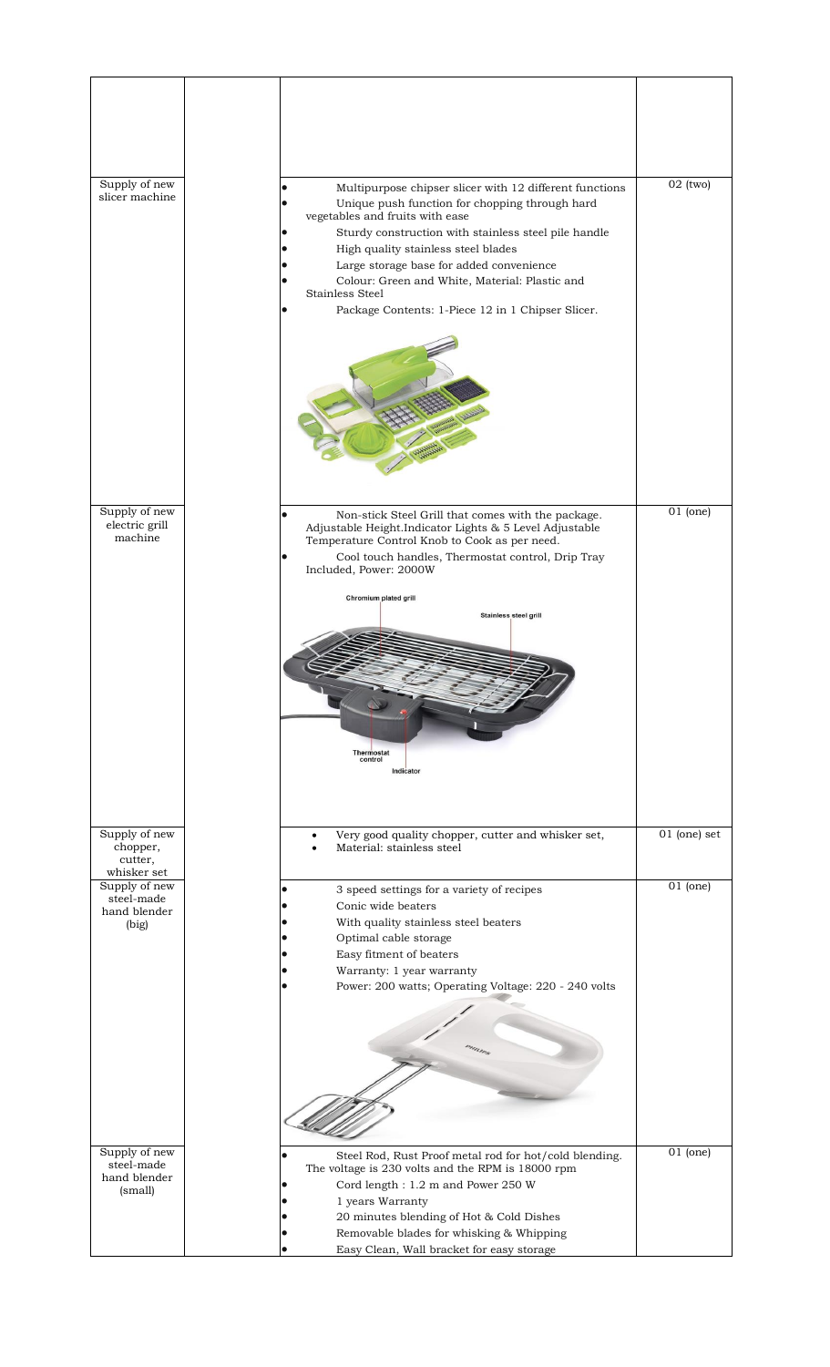| | | | |
|---|---|---|---|
| | | | |
| Supply of new slicer machine | | • Multipurpose chipser slicer with 12 different functions<br>• Unique push function for chopping through hard vegetables and fruits with ease<br>• Sturdy construction with stainless steel pile handle<br>• High quality stainless steel blades<br>• Large storage base for added convenience<br>• Colour: Green and White, Material: Plastic and Stainless Steel<br>• Package Contents: 1-Piece 12 in 1 Chipser Slicer. | 02 (two) |
| Supply of new electric grill machine | | • Non-stick Steel Grill that comes with the package. Adjustable Height.Indicator Lights & 5 Level Adjustable Temperature Control Knob to Cook as per need.<br>• Cool touch handles, Thermostat control, Drip Tray Included, Power: 2000W | 01 (one) |
| Supply of new chopper, cutter, whisker set | | • Very good quality chopper, cutter and whisker set,<br>• Material: stainless steel | 01 (one) set |
| Supply of new steel-made hand blender (big) | | • 3 speed settings for a variety of recipes<br>• Conic wide beaters<br>• With quality stainless steel beaters<br>• Optimal cable storage<br>• Easy fitment of beaters<br>• Warranty: 1 year warranty<br>• Power: 200 watts; Operating Voltage: 220 - 240 volts | 01 (one) |
| Supply of new steel-made hand blender (small) | | • Steel Rod, Rust Proof metal rod for hot/cold blending. The voltage is 230 volts and the RPM is 18000 rpm<br>• Cord length : 1.2 m and Power 250 W<br>• 1 years Warranty<br>• 20 minutes blending of Hot & Cold Dishes<br>• Removable blades for whisking & Whipping<br>• Easy Clean, Wall bracket for easy storage | 01 (one) |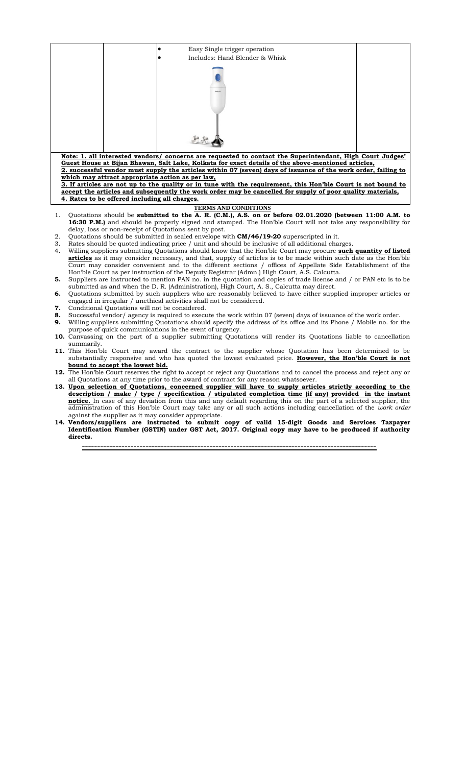| | | | |
|---|---|---|---|
| | | • Easy Single trigger operation<br>• Includes: Hand Blender & Whisk | |

**Note: 1. all interested vendors/ concerns are requested to contact the Superintendant, High Court Judges' Guest House at Bijan Bhawan, Salt Lake, Kolkata for exact details of the above-mentioned articles,**
**2. successful vendor must supply the articles within 07 (seven) days of issuance of the work order, failing to which may attract appropriate action as per law,**
**3. If articles are not up to the quality or in tune with the requirement, this Hon'ble Court is not bound to accept the articles and subsequently the work order may be cancelled for supply of poor quality materials,**
**4. Rates to be offered including all charges.**

**TERMS AND CONDITIONS**

1. Quotations should be **submitted to the A. R. (C.M.), A.S. on or before 02.01.2020 (between 11:00 A.M. to 16:30 P.M.)** and should be properly signed and stamped. The Hon'ble Court will not take any responsibility for delay, loss or non-receipt of Quotations sent by post.
2. Quotations should be submitted in sealed envelope with **CM/46/19-20** superscripted in it.
3. Rates should be quoted indicating price / unit and should be inclusive of all additional charges.
4. Willing suppliers submitting Quotations should know that the Hon'ble Court may procure **such quantity of listed articles** as it may consider necessary, and that, supply of articles is to be made within such date as the Hon'ble Court may consider convenient and to the different sections / offices of Appellate Side Establishment of the Hon'ble Court as per instruction of the Deputy Registrar (Admn.) High Court, A.S. Calcutta.
5. Suppliers are instructed to mention PAN no. in the quotation and copies of trade license and / or PAN etc is to be submitted as and when the D. R. (Administration), High Court, A. S., Calcutta may direct.
6. Quotations submitted by such suppliers who are reasonably believed to have either supplied improper articles or engaged in irregular / unethical activities shall not be considered.
7. Conditional Quotations will not be considered.
8. Successful vendor/ agency is required to execute the work within 07 (seven) days of issuance of the work order.
9. Willing suppliers submitting Quotations should specify the address of its office and its Phone / Mobile no. for the purpose of quick communications in the event of urgency.
10. Canvassing on the part of a supplier submitting Quotations will render its Quotations liable to cancellation summarily.
11. This Hon'ble Court may award the contract to the supplier whose Quotation has been determined to be substantially responsive and who has quoted the lowest evaluated price. **However, the Hon'ble Court is not bound to accept the lowest bid.**
12. The Hon'ble Court reserves the right to accept or reject any Quotations and to cancel the process and reject any or all Quotations at any time prior to the award of contract for any reason whatsoever.
13. **Upon selection of Quotations, concerned supplier will have to supply articles strictly according to the description / make / type / specification / stipulated completion time (if any) provided in the instant notice.** In case of any deviation from this and any default regarding this on the part of a selected supplier, the administration of this Hon'ble Court may take any or all such actions including cancellation of the *work order* against the supplier as it may consider appropriate.
14. **Vendors/suppliers are instructed to submit copy of valid 15-digit Goods and Services Taxpayer Identification Number (GSTIN) under GST Act, 2017. Original copy may have to be produced if authority directs.**

---